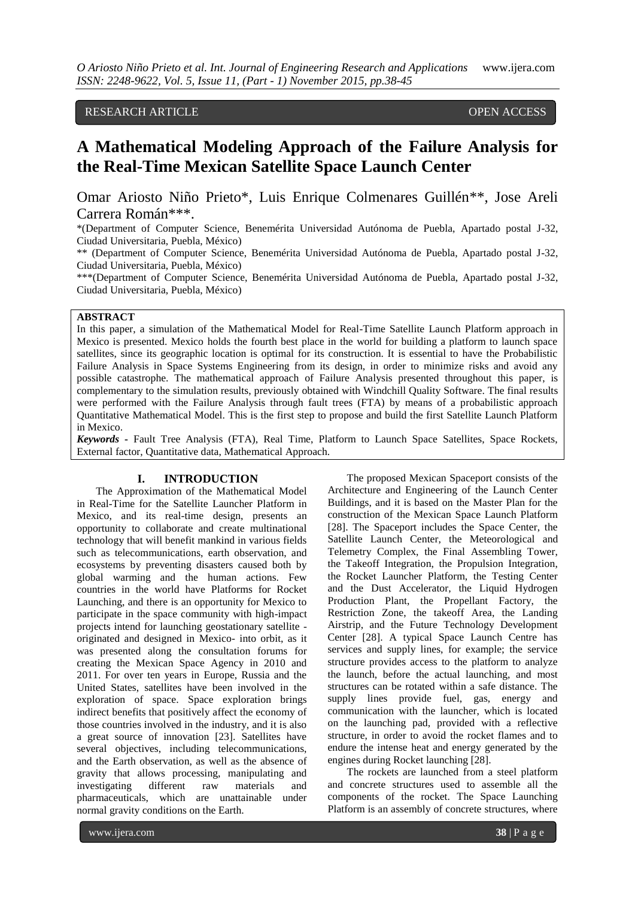RESEARCH ARTICLE OPEN ACCESS

# A Mathematical Modeling Approach of the Failure Analysis for the Real-Time Mexican Satellite Space Launch Center

Omar Ariosto Niño Prieto*, Luis Enrique Colmenares Guillén**, Jose Areli Carrera Román***.

*(Department of Computer Science, Benemérita Universidad Autónoma de Puebla, Apartado postal J-32, Ciudad Universitaria, Puebla, México)

** (Department of Computer Science, Benemérita Universidad Autónoma de Puebla, Apartado postal J-32, Ciudad Universitaria, Puebla, México)

***(Department of Computer Science, Benemérita Universidad Autónoma de Puebla, Apartado postal J-32, Ciudad Universitaria, Puebla, México)

## ABSTRACT

In this paper, a simulation of the Mathematical Model for Real-Time Satellite Launch Platform approach in Mexico is presented. Mexico holds the fourth best place in the world for building a platform to launch space satellites, since its geographic location is optimal for its construction. It is essential to have the Probabilistic Failure Analysis in Space Systems Engineering from its design, in order to minimize risks and avoid any possible catastrophe. The mathematical approach of Failure Analysis presented throughout this paper, is complementary to the simulation results, previously obtained with Windchill Quality Software. The final results were performed with the Failure Analysis through fault trees (FTA) by means of a probabilistic approach Quantitative Mathematical Model. This is the first step to propose and build the first Satellite Launch Platform in Mexico.

***Keywords*** - Fault Tree Analysis (FTA), Real Time, Platform to Launch Space Satellites, Space Rockets, External factor, Quantitative data, Mathematical Approach.

## I. INTRODUCTION

The Approximation of the Mathematical Model in Real-Time for the Satellite Launcher Platform in Mexico, and its real-time design, presents an opportunity to collaborate and create multinational technology that will benefit mankind in various fields such as telecommunications, earth observation, and ecosystems by preventing disasters caused both by global warming and the human actions. Few countries in the world have Platforms for Rocket Launching, and there is an opportunity for Mexico to participate in the space community with high-impact projects intend for launching geostationary satellite - originated and designed in Mexico- into orbit, as it was presented along the consultation forums for creating the Mexican Space Agency in 2010 and 2011. For over ten years in Europe, Russia and the United States, satellites have been involved in the exploration of space. Space exploration brings indirect benefits that positively affect the economy of those countries involved in the industry, and it is also a great source of innovation [23]. Satellites have several objectives, including telecommunications, and the Earth observation, as well as the absence of gravity that allows processing, manipulating and investigating different raw materials and pharmaceuticals, which are unattainable under normal gravity conditions on the Earth.

The proposed Mexican Spaceport consists of the Architecture and Engineering of the Launch Center Buildings, and it is based on the Master Plan for the construction of the Mexican Space Launch Platform [28]. The Spaceport includes the Space Center, the Satellite Launch Center, the Meteorological and Telemetry Complex, the Final Assembling Tower, the Takeoff Integration, the Propulsion Integration, the Rocket Launcher Platform, the Testing Center and the Dust Accelerator, the Liquid Hydrogen Production Plant, the Propellant Factory, the Restriction Zone, the takeoff Area, the Landing Airstrip, and the Future Technology Development Center [28]. A typical Space Launch Centre has services and supply lines, for example; the service structure provides access to the platform to analyze the launch, before the actual launching, and most structures can be rotated within a safe distance. The supply lines provide fuel, gas, energy and communication with the launcher, which is located on the launching pad, provided with a reflective structure, in order to avoid the rocket flames and to endure the intense heat and energy generated by the engines during Rocket launching [28].

The rockets are launched from a steel platform and concrete structures used to assemble all the components of the rocket. The Space Launching Platform is an assembly of concrete structures, where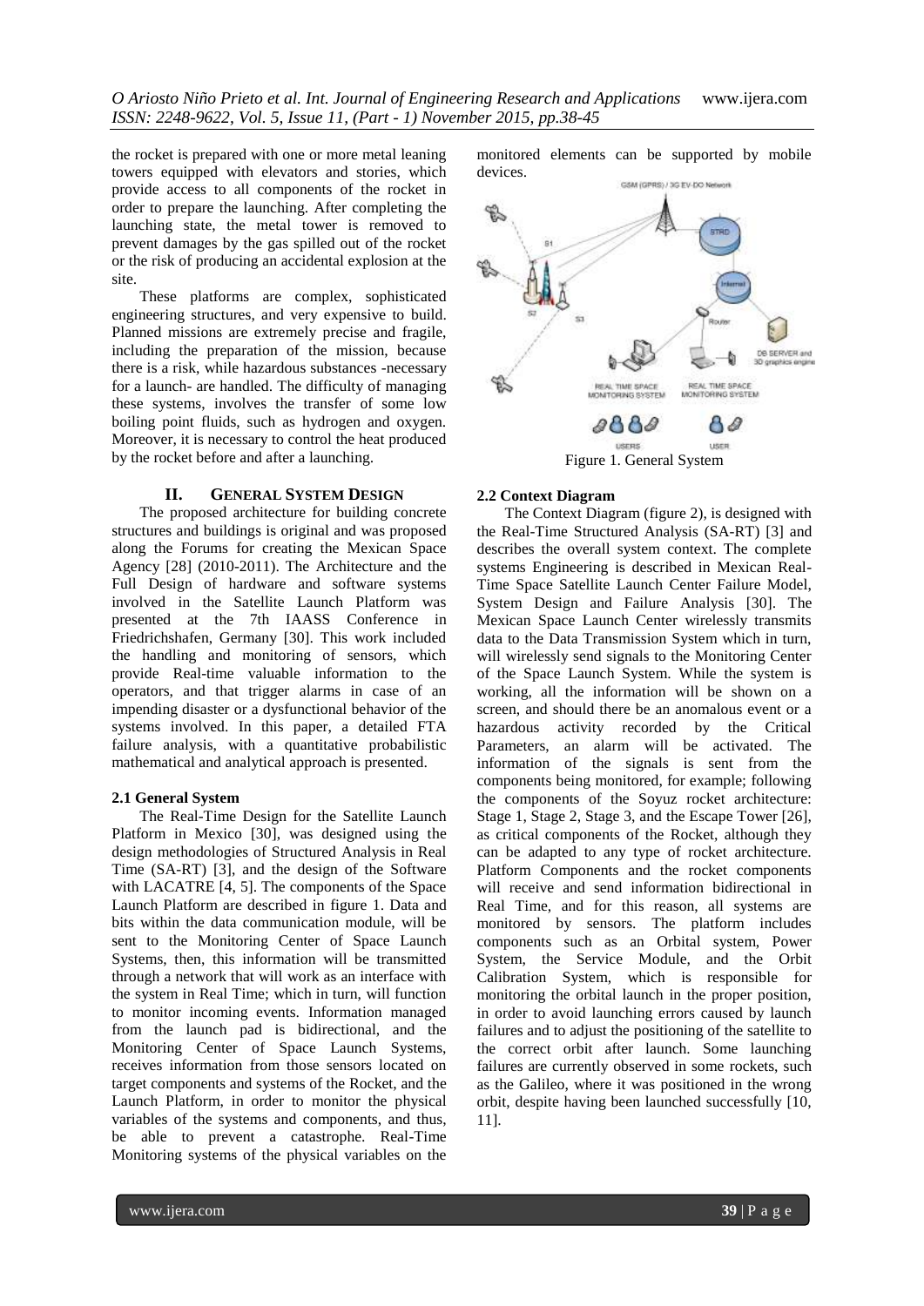the rocket is prepared with one or more metal leaning towers equipped with elevators and stories, which provide access to all components of the rocket in order to prepare the launching. After completing the launching state, the metal tower is removed to prevent damages by the gas spilled out of the rocket or the risk of producing an accidental explosion at the site.

These platforms are complex, sophisticated engineering structures, and very expensive to build. Planned missions are extremely precise and fragile, including the preparation of the mission, because there is a risk, while hazardous substances -necessary for a launch- are handled. The difficulty of managing these systems, involves the transfer of some low boiling point fluids, such as hydrogen and oxygen. Moreover, it is necessary to control the heat produced by the rocket before and after a launching.

## II. General System Design

The proposed architecture for building concrete structures and buildings is original and was proposed along the Forums for creating the Mexican Space Agency [28] (2010-2011). The Architecture and the Full Design of hardware and software systems involved in the Satellite Launch Platform was presented at the 7th IAASS Conference in Friedrichshafen, Germany [30]. This work included the handling and monitoring of sensors, which provide Real-time valuable information to the operators, and that trigger alarms in case of an impending disaster or a dysfunctional behavior of the systems involved. In this paper, a detailed FTA failure analysis, with a quantitative probabilistic mathematical and analytical approach is presented.

### 2.1 General System

The Real-Time Design for the Satellite Launch Platform in Mexico [30], was designed using the design methodologies of Structured Analysis in Real Time (SA-RT) [3], and the design of the Software with LACATRE [4, 5]. The components of the Space Launch Platform are described in figure 1. Data and bits within the data communication module, will be sent to the Monitoring Center of Space Launch Systems, then, this information will be transmitted through a network that will work as an interface with the system in Real Time; which in turn, will function to monitor incoming events. Information managed from the launch pad is bidirectional, and the Monitoring Center of Space Launch Systems, receives information from those sensors located on target components and systems of the Rocket, and the Launch Platform, in order to monitor the physical variables of the systems and components, and thus, be able to prevent a catastrophe. Real-Time Monitoring systems of the physical variables on the monitored elements can be supported by mobile devices.

Figure 1. General System

### 2.2 Context Diagram

The Context Diagram (figure 2), is designed with the Real-Time Structured Analysis (SA-RT) [3] and describes the overall system context. The complete systems Engineering is described in Mexican Real-Time Space Satellite Launch Center Failure Model, System Design and Failure Analysis [30]. The Mexican Space Launch Center wirelessly transmits data to the Data Transmission System which in turn, will wirelessly send signals to the Monitoring Center of the Space Launch System. While the system is working, all the information will be shown on a screen, and should there be an anomalous event or a hazardous activity recorded by the Critical Parameters, an alarm will be activated. The information of the signals is sent from the components being monitored, for example; following the components of the Soyuz rocket architecture: Stage 1, Stage 2, Stage 3, and the Escape Tower [26], as critical components of the Rocket, although they can be adapted to any type of rocket architecture. Platform Components and the rocket components will receive and send information bidirectional in Real Time, and for this reason, all systems are monitored by sensors. The platform includes components such as an Orbital system, Power System, the Service Module, and the Orbit Calibration System, which is responsible for monitoring the orbital launch in the proper position, in order to avoid launching errors caused by launch failures and to adjust the positioning of the satellite to the correct orbit after launch. Some launching failures are currently observed in some rockets, such as the Galileo, where it was positioned in the wrong orbit, despite having been launched successfully [10, 11].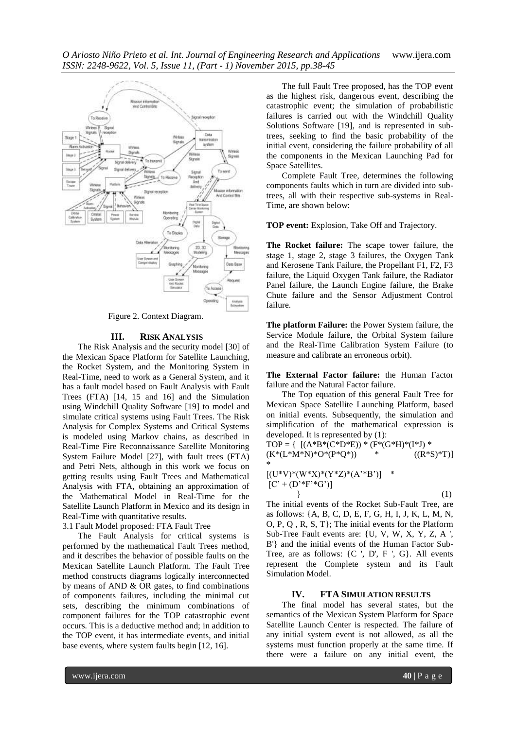Figure 2. Context Diagram.

## III. RISK ANALYSIS

The Risk Analysis and the security model [30] of the Mexican Space Platform for Satellite Launching, the Rocket System, and the Monitoring System in Real-Time, need to work as a General System, and it has a fault model based on Fault Analysis with Fault Trees (FTA) [14, 15 and 16] and the Simulation using Windchill Quality Software [19] to model and simulate critical systems using Fault Trees. The Risk Analysis for Complex Systems and Critical Systems is modeled using Markov chains, as described in Real-Time Fire Reconnaissance Satellite Monitoring System Failure Model [27], with fault trees (FTA) and Petri Nets, although in this work we focus on getting results using Fault Trees and Mathematical Analysis with FTA, obtaining an approximation of the Mathematical Model in Real-Time for the Satellite Launch Platform in Mexico and its design in Real-Time with quantitative results.

3.1 Fault Model proposed: FTA Fault Tree

The Fault Analysis for critical systems is performed by the mathematical Fault Trees method, and it describes the behavior of possible faults on the Mexican Satellite Launch Platform. The Fault Tree method constructs diagrams logically interconnected by means of AND & OR gates, to find combinations of components failures, including the minimal cut sets, describing the minimum combinations of component failures for the TOP catastrophic event occurs. This is a deductive method and; in addition to the TOP event, it has intermediate events, and initial base events, where system faults begin [12, 16].

The full Fault Tree proposed, has the TOP event as the highest risk, dangerous event, describing the catastrophic event; the simulation of probabilistic failures is carried out with the Windchill Quality Solutions Software [19], and is represented in sub-trees, seeking to find the basic probability of the initial event, considering the failure probability of all the components in the Mexican Launching Pad for Space Satellites.

Complete Fault Tree, determines the following components faults which in turn are divided into sub-trees, all with their respective sub-systems in Real-Time, are shown below:

**TOP event:** Explosion, Take Off and Trajectory.

**The Rocket failure:** The scape tower failure, the stage 1, stage 2, stage 3 failures, the Oxygen Tank and Kerosene Tank Failure, the Propellant F1, F2, F3 failure, the Liquid Oxygen Tank failure, the Radiator Panel failure, the Launch Engine failure, the Brake Chute failure and the Sensor Adjustment Control failure.

**The platform Failure:** the Power System failure, the Service Module failure, the Orbital System failure and the Real-Time Calibration System Failure (to measure and calibrate an erroneous orbit).

**The External Factor failure:** the Human Factor failure and the Natural Factor failure.

The Top equation of this general Fault Tree for Mexican Space Satellite Launching Platform, based on initial events. Subsequently, the simulation and simplification of the mathematical expression is developed. It is represented by (1):

$$TOP = \{ [(A*B*(C*D*E)) * (F*(G*H)*(I*J) * (K*(L*M*N)*O*(P*Q*)) * ((R*S)*T)] * [(U*V)*(W*X)*(Y*Z)*(A'*B')] * [C' + (D'*F'*G')] \} \quad (1)$$

The initial events of the Rocket Sub-Fault Tree, are as follows: {A, B, C, D, E, F, G, H, I, J, K, L, M, N, O, P, Q , R, S, T}; The initial events for the Platform Sub-Tree Fault events are: {U, V, W, X, Y, Z, A ', B'} and the initial events of the Human Factor Sub-Tree, are as follows: {C ', D', F ', G}. All events represent the Complete system and its Fault Simulation Model.

## IV. FTA SIMULATION RESULTS

The final model has several states, but the semantics of the Mexican System Platform for Space Satellite Launch Center is respected. The failure of any initial system event is not allowed, as all the systems must function properly at the same time. If there were a failure on any initial event, the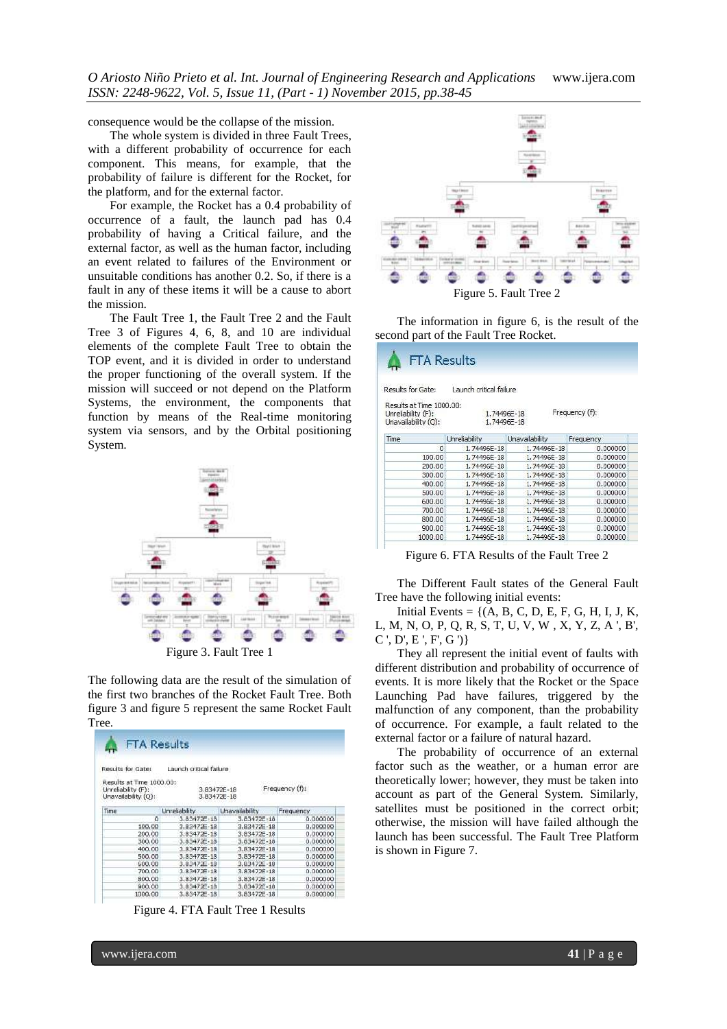consequence would be the collapse of the mission.

The whole system is divided in three Fault Trees, with a different probability of occurrence for each component. This means, for example, that the probability of failure is different for the Rocket, for the platform, and for the external factor.

For example, the Rocket has a 0.4 probability of occurrence of a fault, the launch pad has 0.4 probability of having a Critical failure, and the external factor, as well as the human factor, including an event related to failures of the Environment or unsuitable conditions has another 0.2. So, if there is a fault in any of these items it will be a cause to abort the mission.

The Fault Tree 1, the Fault Tree 2 and the Fault Tree 3 of Figures 4, 6, 8, and 10 are individual elements of the complete Fault Tree to obtain the TOP event, and it is divided in order to understand the proper functioning of the overall system. If the mission will succeed or not depend on the Platform Systems, the environment, the components that function by means of the Real-time monitoring system via sensors, and by the Orbital positioning System.

Figure 3. Fault Tree 1

The following data are the result of the simulation of the first two branches of the Rocket Fault Tree. Both figure 3 and figure 5 represent the same Rocket Fault Tree.

**FTA Results**

Results for Gate: Launch critical failure

Results at Time 1000.00:
Unreliability (F): 3.83472E-18
Unavailability (Q): 3.83472E-18
Frequency (f):

| Time | Unreliability | Unavailability | Frequency |
|---|---|---|---|
| 0 | 3.83472E-18 | 3.83472E-18 | 0.000000 |
| 100.00 | 3.83472E-18 | 3.83472E-18 | 0.000000 |
| 200.00 | 3.83472E-18 | 3.83472E-18 | 0.000000 |
| 300.00 | 3.83472E-18 | 3.83472E-18 | 0.000000 |
| 400.00 | 3.83472E-18 | 3.83472E-18 | 0.000000 |
| 500.00 | 3.83472E-18 | 3.83472E-18 | 0.000000 |
| 600.00 | 3.83472E-18 | 3.83472E-18 | 0.000000 |
| 700.00 | 3.83472E-18 | 3.83472E-18 | 0.000000 |
| 800.00 | 3.83472E-18 | 3.83472E-18 | 0.000000 |
| 900.00 | 3.83472E-18 | 3.83472E-18 | 0.000000 |
| 1000.00 | 3.83472E-18 | 3.83472E-18 | 0.000000 |

Figure 4. FTA Fault Tree 1 Results

Figure 5. Fault Tree 2

The information in figure 6, is the result of the second part of the Fault Tree Rocket.

**FTA Results**

Results for Gate: Launch critical failure

Results at Time 1000.00:
Unreliability (F): 1.74496E-18
Unavailability (Q): 1.74496E-18
Frequency (f):

| Time | Unreliability | Unavailability | Frequency |
|---|---|---|---|
| 0 | 1.74496E-18 | 1.74496E-18 | 0.000000 |
| 100.00 | 1.74496E-18 | 1.74496E-18 | 0.000000 |
| 200.00 | 1.74496E-18 | 1.74496E-18 | 0.000000 |
| 300.00 | 1.74496E-18 | 1.74496E-18 | 0.000000 |
| 400.00 | 1.74496E-18 | 1.74496E-18 | 0.000000 |
| 500.00 | 1.74496E-18 | 1.74496E-18 | 0.000000 |
| 600.00 | 1.74496E-18 | 1.74496E-18 | 0.000000 |
| 700.00 | 1.74496E-18 | 1.74496E-18 | 0.000000 |
| 800.00 | 1.74496E-18 | 1.74496E-18 | 0.000000 |
| 900.00 | 1.74496E-18 | 1.74496E-18 | 0.000000 |
| 1000.00 | 1.74496E-18 | 1.74496E-18 | 0.000000 |

Figure 6. FTA Results of the Fault Tree 2

The Different Fault states of the General Fault Tree have the following initial events:

Initial Events = {(A, B, C, D, E, F, G, H, I, J, K, L, M, N, O, P, Q, R, S, T, U, V, W , X, Y, Z, A ', B', C ', D', E ', F', G ')}

They all represent the initial event of faults with different distribution and probability of occurrence of events. It is more likely that the Rocket or the Space Launching Pad have failures, triggered by the malfunction of any component, than the probability of occurrence. For example, a fault related to the external factor or a failure of natural hazard.

The probability of occurrence of an external factor such as the weather, or a human error are theoretically lower; however, they must be taken into account as part of the General System. Similarly, satellites must be positioned in the correct orbit; otherwise, the mission will have failed although the launch has been successful. The Fault Tree Platform is shown in Figure 7.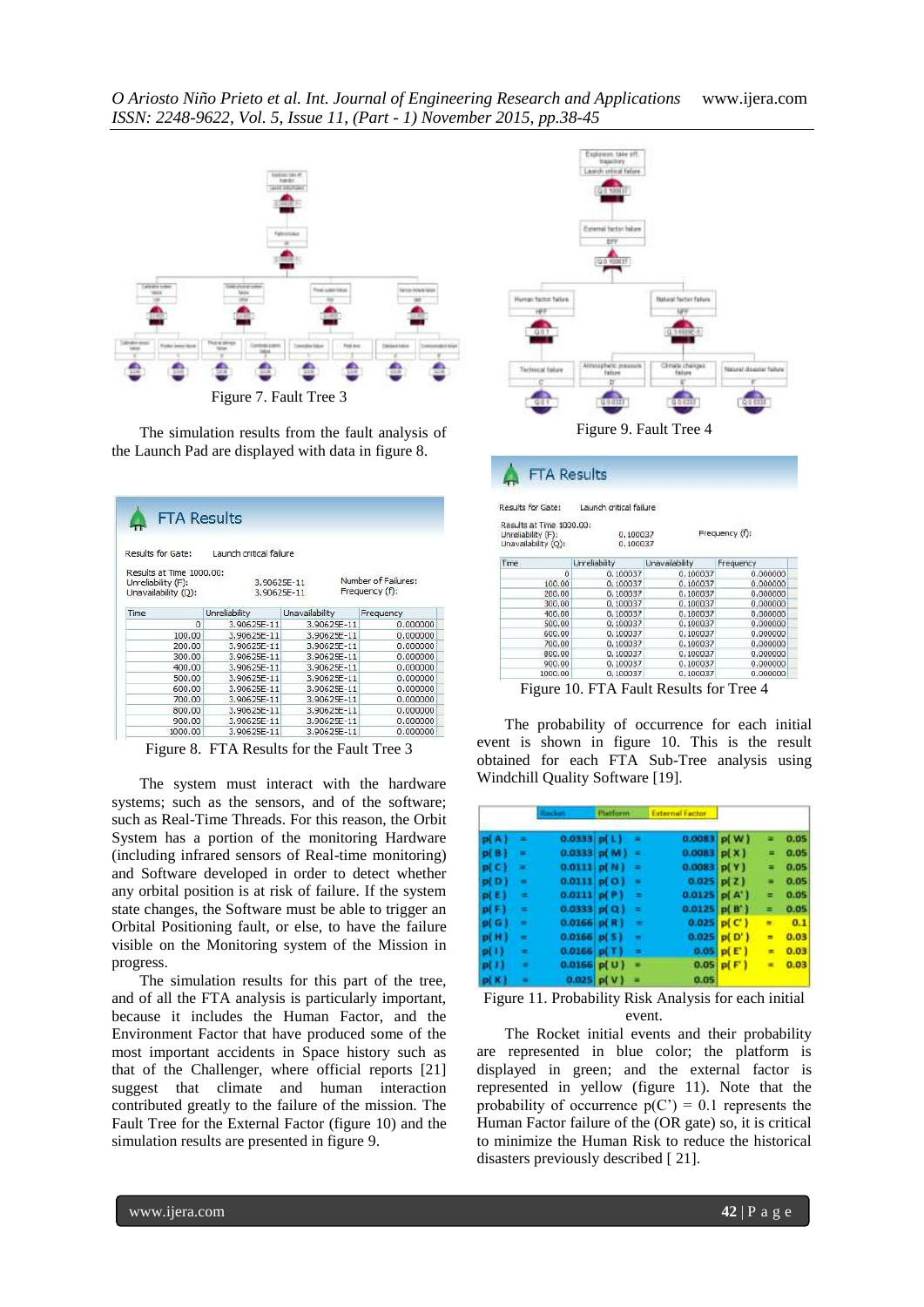Figure 7. Fault Tree 3

The simulation results from the fault analysis of the Launch Pad are displayed with data in figure 8.

**FTA Results**

Results for Gate: Launch critical failure

Results at Time 1000.00:
Unreliability (F): 3.90625E-11
Unavailability (Q): 3.90625E-11
Number of Failures:
Frequency (f):

| Time | Unreliability | Unavailability | Frequency |
|---|---|---|---|
| 0 | 3.90625E-11 | 3.90625E-11 | 0.000000 |
| 100.00 | 3.90625E-11 | 3.90625E-11 | 0.000000 |
| 200.00 | 3.90625E-11 | 3.90625E-11 | 0.000000 |
| 300.00 | 3.90625E-11 | 3.90625E-11 | 0.000000 |
| 400.00 | 3.90625E-11 | 3.90625E-11 | 0.000000 |
| 500.00 | 3.90625E-11 | 3.90625E-11 | 0.000000 |
| 600.00 | 3.90625E-11 | 3.90625E-11 | 0.000000 |
| 700.00 | 3.90625E-11 | 3.90625E-11 | 0.000000 |
| 800.00 | 3.90625E-11 | 3.90625E-11 | 0.000000 |
| 900.00 | 3.90625E-11 | 3.90625E-11 | 0.000000 |
| 1000.00 | 3.90625E-11 | 3.90625E-11 | 0.000000 |

Figure 8. FTA Results for the Fault Tree 3

The system must interact with the hardware systems; such as the sensors, and of the software; such as Real-Time Threads. For this reason, the Orbit System has a portion of the monitoring Hardware (including infrared sensors of Real-time monitoring) and Software developed in order to detect whether any orbital position is at risk of failure. If the system state changes, the Software must be able to trigger an Orbital Positioning fault, or else, to have the failure visible on the Monitoring system of the Mission in progress.

The simulation results for this part of the tree, and of all the FTA analysis is particularly important, because it includes the Human Factor, and the Environment Factor that have produced some of the most important accidents in Space history such as that of the Challenger, where official reports [21] suggest that climate and human interaction contributed greatly to the failure of the mission. The Fault Tree for the External Factor (figure 10) and the simulation results are presented in figure 9.

Figure 9. Fault Tree 4

**FTA Results**

Results for Gate: Launch critical failure

Results at Time 1000.00:
Unreliability (F): 0.100037
Unavailability (Q): 0.100037
Frequency (f):

| Time | Unreliability | Unavailability | Frequency |
|---|---|---|---|
| 0 | 0.100037 | 0.100037 | 0.000000 |
| 100.00 | 0.100037 | 0.100037 | 0.000000 |
| 200.00 | 0.100037 | 0.100037 | 0.000000 |
| 300.00 | 0.100037 | 0.100037 | 0.000000 |
| 400.00 | 0.100037 | 0.100037 | 0.000000 |
| 500.00 | 0.100037 | 0.100037 | 0.000000 |
| 600.00 | 0.100037 | 0.100037 | 0.000000 |
| 700.00 | 0.100037 | 0.100037 | 0.000000 |
| 800.00 | 0.100037 | 0.100037 | 0.000000 |
| 900.00 | 0.100037 | 0.100037 | 0.000000 |
| 1000.00 | 0.100037 | 0.100037 | 0.000000 |

Figure 10. FTA Fault Results for Tree 4

The probability of occurrence for each initial event is shown in figure 10. This is the result obtained for each FTA Sub-Tree analysis using Windchill Quality Software [19].

| Rocket | | | Platform | | | External Factor | | |
|---|---|---|---|---|---|---|---|---|
| p(A) | = | 0.0333 | p(L) | = | 0.0083 | p(W) | = | 0.05 |
| p(B) | = | 0.0333 | p(M) | = | 0.0083 | p(X) | = | 0.05 |
| p(C) | = | 0.0111 | p(N) | = | 0.0083 | p(Y) | = | 0.05 |
| p(D) | = | 0.0111 | p(O) | = | 0.025 | p(Z) | = | 0.05 |
| p(E) | = | 0.0111 | p(P) | = | 0.0125 | p(A') | = | 0.05 |
| p(F) | = | 0.0333 | p(Q) | = | 0.0125 | p(B') | = | 0.05 |
| p(G) | = | 0.0166 | p(R) | = | 0.025 | p(C') | = | 0.1 |
| p(H) | = | 0.0166 | p(S) | = | 0.025 | p(D') | = | 0.03 |
| p(I) | = | 0.0166 | p(T) | = | 0.05 | p(E') | = | 0.03 |
| p(J) | = | 0.0166 | p(U) | = | 0.05 | p(F') | = | 0.03 |
| p(K) | = | 0.025 | p(V) | = | 0.05 | | | |

Figure 11. Probability Risk Analysis for each initial event.

The Rocket initial events and their probability are represented in blue color; the platform is displayed in green; and the external factor is represented in yellow (figure 11). Note that the probability of occurrence $p(C') = 0.1$ represents the Human Factor failure of the (OR gate) so, it is critical to minimize the Human Risk to reduce the historical disasters previously described [ 21].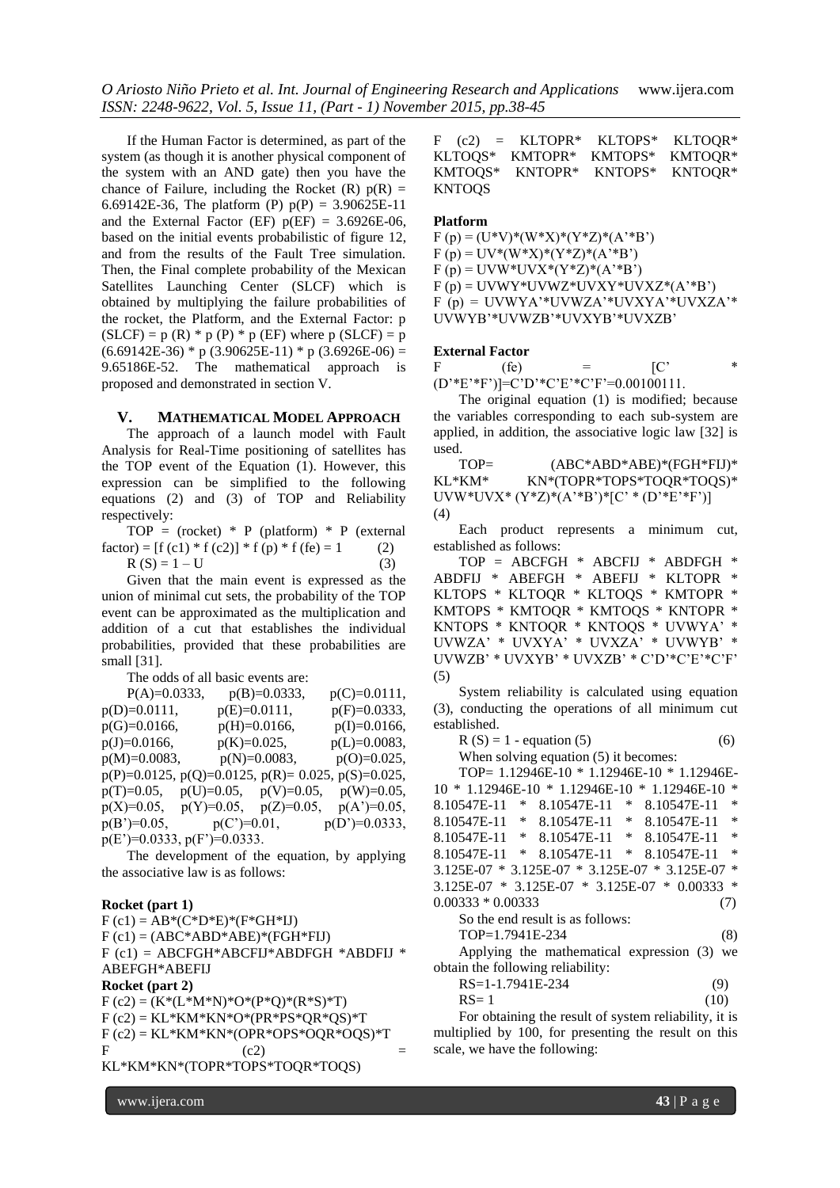If the Human Factor is determined, as part of the system (as though it is another physical component of the system with an AND gate) then you have the chance of Failure, including the Rocket (R) $p(R) = 6.69142E\text{-}36$, The platform (P) $p(P) = 3.90625E\text{-}11$ and the External Factor (EF) $p(EF) = 3.6926E\text{-}06$, based on the initial events probabilistic of figure 12, and from the results of the Fault Tree simulation. Then, the Final complete probability of the Mexican Satellites Launching Center (SLCF) which is obtained by multiplying the failure probabilities of the rocket, the Platform, and the External Factor: p (SLCF) = p (R) * p (P) * p (EF) where p (SLCF) = p (6.69142E-36) * p (3.90625E-11) * p (3.6926E-06) = 9.65186E-52. The mathematical approach is proposed and demonstrated in section V.

## V. MATHEMATICAL MODEL APPROACH

The approach of a launch model with Fault Analysis for Real-Time positioning of satellites has the TOP event of the Equation (1). However, this expression can be simplified to the following equations (2) and (3) of TOP and Reliability respectively:

TOP = (rocket) * P (platform) * P (external factor) = [f (c1) * f (c2)] * f (p) * f (fe) = 1 (2)

R (S) = 1 – U (3)

Given that the main event is expressed as the union of minimal cut sets, the probability of the TOP event can be approximated as the multiplication and addition of a cut that establishes the individual probabilities, provided that these probabilities are small [31].

The odds of all basic events are:

P(A)=0.0333, p(B)=0.0333, p(C)=0.0111, p(D)=0.0111, p(E)=0.0111, p(F)=0.0333, p(G)=0.0166, p(H)=0.0166, p(I)=0.0166, p(J)=0.0166, p(K)=0.025, p(L)=0.0083, p(M)=0.0083, p(N)=0.0083, p(O)=0.025, p(P)=0.0125, p(Q)=0.0125, p(R)= 0.025, p(S)=0.025, p(T)=0.05, p(U)=0.05, p(V)=0.05, p(W)=0.05, p(X)=0.05, p(Y)=0.05, p(Z)=0.05, p(A')=0.05, p(B')=0.05, p(C')=0.01, p(D')=0.0333, p(E')=0.0333, p(F')=0.0333.

The development of the equation, by applying the associative law is as follows:

**Rocket (part 1)**

F (c1) = AB*(C*D*E)*(F*GH*IJ)
F (c1) = (ABC*ABD*ABE)*(FGH*FIJ)
F (c1) = ABCFGH*ABCFIJ*ABDFGH *ABDFIJ * ABEFGH*ABEFIJ

**Rocket (part 2)**

F (c2) = (K*(L*M*N)*O*(P*Q)*(R*S)*T)
F (c2) = KL*KM*KN*O*(PR*PS*QR*QS)*T
F (c2) = KL*KM*KN*(OPR*OPS*OQR*OQS)*T
F (c2) = KL*KM*KN*(TOPR*TOPS*TOQR*TOQS)
F (c2) = KLTOPR* KLTOPS* KLTOQR* KLTOQS* KMTOPR* KMTOPS* KMTOQR* KMTOQS* KNTOPR* KNTOPS* KNTOQR* KNTOQS

**Platform**

F (p) = (U*V)*(W*X)*(Y*Z)*(A'*B')
F (p) = UV*(W*X)*(Y*Z)*(A'*B')
F (p) = UVW*UVX*(Y*Z)*(A'*B')
F (p) = UVWY*UVWZ*UVXY*UVXZ*(A'*B')
F (p) = UVWYA'*UVWZA'*UVXYA'*UVXZA'* UVWYB'*UVWZB'*UVXYB'*UVXZB'

**External Factor**

F (fe) = [C' * (D'*E'*F')]=C'D'*C'E'*C'F'=0.00100111.

The original equation (1) is modified; because the variables corresponding to each sub-system are applied, in addition, the associative logic law [32] is used.

TOP= (ABC*ABD*ABE)*(FGH*FIJ)* KL*KM* KN*(TOPR*TOPS*TOQR*TOQS)* UVW*UVX* (Y*Z)*(A'*B')*[C' * (D'*E'*F')] (4)

Each product represents a minimum cut, established as follows:

TOP = ABCFGH * ABCFIJ * ABDFGH * ABDFIJ * ABEFGH * ABEFIJ * KLTOPR * KLTOPS * KLTOQR * KLTOQS * KMTOPR * KMTOPS * KMTOQR * KMTOQS * KNTOPR * KNTOPS * KNTOQR * KNTOQS * UVWYA' * UVWZA' * UVXYA' * UVXZA' * UVWYB' * UVWZB' * UVXYB' * UVXZB' * C'D'*C'E'*C'F' (5)

System reliability is calculated using equation (3), conducting the operations of all minimum cut established.

R (S) = 1 - equation (5) (6)

When solving equation (5) it becomes:

TOP= 1.12946E-10 * 1.12946E-10 * 1.12946E-10 * 1.12946E-10 * 1.12946E-10 * 1.12946E-10 * 8.10547E-11 * 8.10547E-11 * 8.10547E-11 * 8.10547E-11 * 8.10547E-11 * 8.10547E-11 * 8.10547E-11 * 8.10547E-11 * 8.10547E-11 * 8.10547E-11 * 8.10547E-11 * 8.10547E-11 * 3.125E-07 * 3.125E-07 * 3.125E-07 * 3.125E-07 * 3.125E-07 * 3.125E-07 * 3.125E-07 * 0.00333 * 0.00333 * 0.00333 (7)

So the end result is as follows:

TOP=1.7941E-234 (8)

Applying the mathematical expression (3) we obtain the following reliability:

RS=1-1.7941E-234 (9)

RS= 1 (10)

For obtaining the result of system reliability, it is multiplied by 100, for presenting the result on this scale, we have the following: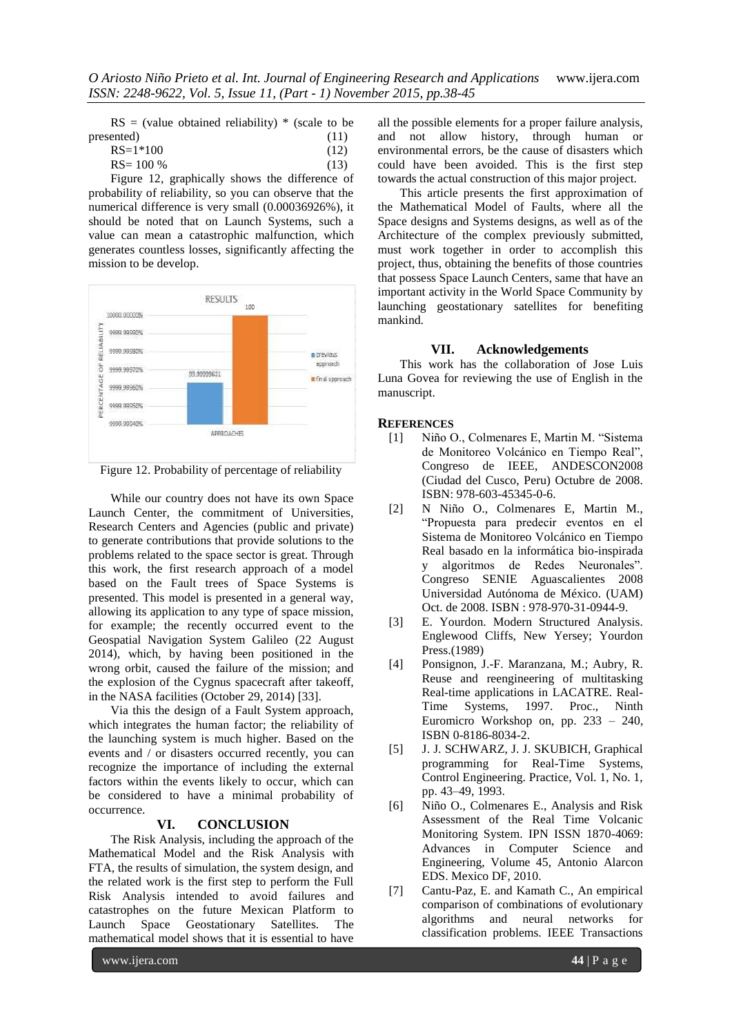RS = (value obtained reliability) * (scale to be presented) (11)

RS=1*100 (12)

RS= 100 % (13)

Figure 12, graphically shows the difference of probability of reliability, so you can observe that the numerical difference is very small (0.00036926%), it should be noted that on Launch Systems, such a value can mean a catastrophic malfunction, which generates countless losses, significantly affecting the mission to be develop.

Figure 12. Probability of percentage of reliability

While our country does not have its own Space Launch Center, the commitment of Universities, Research Centers and Agencies (public and private) to generate contributions that provide solutions to the problems related to the space sector is great. Through this work, the first research approach of a model based on the Fault trees of Space Systems is presented. This model is presented in a general way, allowing its application to any type of space mission, for example; the recently occurred event to the Geospatial Navigation System Galileo (22 August 2014), which, by having been positioned in the wrong orbit, caused the failure of the mission; and the explosion of the Cygnus spacecraft after takeoff, in the NASA facilities (October 29, 2014) [33].

Via this the design of a Fault System approach, which integrates the human factor; the reliability of the launching system is much higher. Based on the events and / or disasters occurred recently, you can recognize the importance of including the external factors within the events likely to occur, which can be considered to have a minimal probability of occurrence.

## VI. CONCLUSION

The Risk Analysis, including the approach of the Mathematical Model and the Risk Analysis with FTA, the results of simulation, the system design, and the related work is the first step to perform the Full Risk Analysis intended to avoid failures and catastrophes on the future Mexican Platform to Launch Space Geostationary Satellites. The mathematical model shows that it is essential to have all the possible elements for a proper failure analysis, and not allow history, through human or environmental errors, be the cause of disasters which could have been avoided. This is the first step towards the actual construction of this major project.

This article presents the first approximation of the Mathematical Model of Faults, where all the Space designs and Systems designs, as well as of the Architecture of the complex previously submitted, must work together in order to accomplish this project, thus, obtaining the benefits of those countries that possess Space Launch Centers, same that have an important activity in the World Space Community by launching geostationary satellites for benefiting mankind.

## VII. Acknowledgements

This work has the collaboration of Jose Luis Luna Govea for reviewing the use of English in the manuscript.

## REFERENCES

[1] Niño O., Colmenares E, Martin M. "Sistema de Monitoreo Volcánico en Tiempo Real", Congreso de IEEE, ANDESCON2008 (Ciudad del Cusco, Peru) Octubre de 2008. ISBN: 978-603-45345-0-6.

[2] N Niño O., Colmenares E, Martin M., "Propuesta para predecir eventos en el Sistema de Monitoreo Volcánico en Tiempo Real basado en la informática bio-inspirada y algoritmos de Redes Neuronales". Congreso SENIE Aguascalientes 2008 Universidad Autónoma de México. (UAM) Oct. de 2008. ISBN : 978-970-31-0944-9.

[3] E. Yourdon. Modern Structured Analysis. Englewood Cliffs, New Yersey; Yourdon Press.(1989)

[4] Ponsignon, J.-F. Maranzana, M.; Aubry, R. Reuse and reengineering of multitasking Real-time applications in LACATRE. Real-Time Systems, 1997. Proc., Ninth Euromicro Workshop on, pp. 233 – 240, ISBN 0-8186-8034-2.

[5] J. J. SCHWARZ, J. J. SKUBICH, Graphical programming for Real-Time Systems, Control Engineering. Practice, Vol. 1, No. 1, pp. 43–49, 1993.

[6] Niño O., Colmenares E., Analysis and Risk Assessment of the Real Time Volcanic Monitoring System. IPN ISSN 1870-4069: Advances in Computer Science and Engineering, Volume 45, Antonio Alarcon EDS. Mexico DF, 2010.

[7] Cantu-Paz, E. and Kamath C., An empirical comparison of combinations of evolutionary algorithms and neural networks for classification problems. IEEE Transactions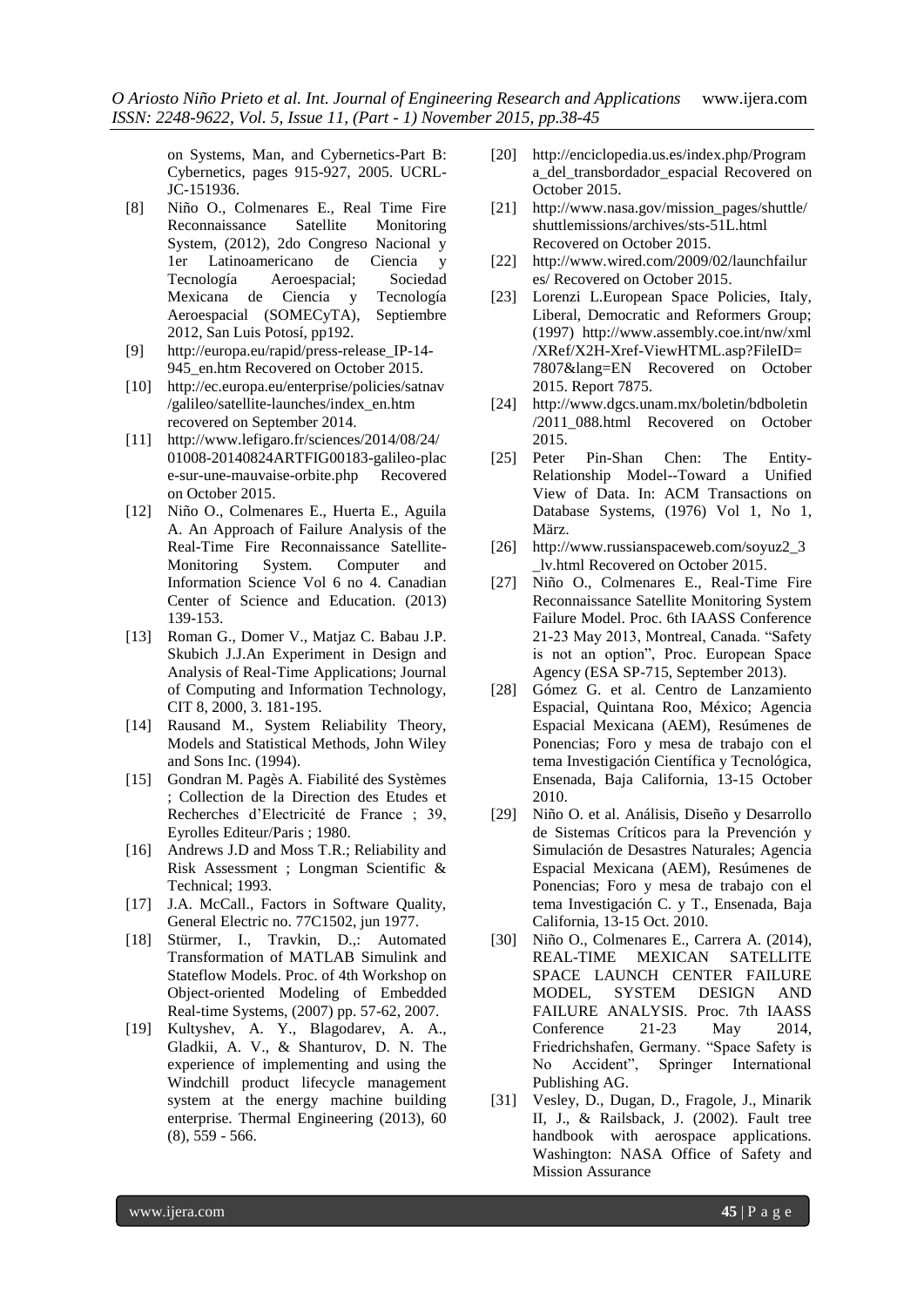on Systems, Man, and Cybernetics-Part B: Cybernetics, pages 915-927, 2005. UCRL-JC-151936.

[8] Niño O., Colmenares E., Real Time Fire Reconnaissance Satellite Monitoring System, (2012), 2do Congreso Nacional y 1er Latinoamericano de Ciencia y Tecnología Aeroespacial; Sociedad Mexicana de Ciencia y Tecnología Aeroespacial (SOMECyTA), Septiembre 2012, San Luis Potosí, pp192.

[9] http://europa.eu/rapid/press-release_IP-14-945_en.htm Recovered on October 2015.

[10] http://ec.europa.eu/enterprise/policies/satnav/galileo/satellite-launches/index_en.htm recovered on September 2014.

[11] http://www.lefigaro.fr/sciences/2014/08/24/01008-20140824ARTFIG00183-galileo-place-sur-une-mauvaise-orbite.php Recovered on October 2015.

[12] Niño O., Colmenares E., Huerta E., Aguila A. An Approach of Failure Analysis of the Real-Time Fire Reconnaissance Satellite-Monitoring System. Computer and Information Science Vol 6 no 4. Canadian Center of Science and Education. (2013) 139-153.

[13] Roman G., Domer V., Matjaz C. Babau J.P. Skubich J.J.An Experiment in Design and Analysis of Real-Time Applications; Journal of Computing and Information Technology, CIT 8, 2000, 3. 181-195.

[14] Rausand M., System Reliability Theory, Models and Statistical Methods, John Wiley and Sons Inc. (1994).

[15] Gondran M. Pagès A. Fiabilité des Systèmes ; Collection de la Direction des Etudes et Recherches d'Electricité de France ; 39, Eyrolles Editeur/Paris ; 1980.

[16] Andrews J.D and Moss T.R.; Reliability and Risk Assessment ; Longman Scientific & Technical; 1993.

[17] J.A. McCall., Factors in Software Quality, General Electric no. 77C1502, jun 1977.

[18] Stürmer, I., Travkin, D.,: Automated Transformation of MATLAB Simulink and Stateflow Models. Proc. of 4th Workshop on Object-oriented Modeling of Embedded Real-time Systems, (2007) pp. 57-62, 2007.

[19] Kultyshev, A. Y., Blagodarev, A. A., Gladkii, A. V., & Shanturov, D. N. The experience of implementing and using the Windchill product lifecycle management system at the energy machine building enterprise. Thermal Engineering (2013), 60 (8), 559 - 566.

[20] http://enciclopedia.us.es/index.php/Programa_del_transbordador_espacial Recovered on October 2015.

[21] http://www.nasa.gov/mission_pages/shuttle/shuttlemissions/archives/sts-51L.html Recovered on October 2015.

[22] http://www.wired.com/2009/02/launchfailures/ Recovered on October 2015.

[23] Lorenzi L.European Space Policies, Italy, Liberal, Democratic and Reformers Group; (1997) http://www.assembly.coe.int/nw/xml/XRef/X2H-Xref-ViewHTML.asp?FileID=7807&lang=EN Recovered on October 2015. Report 7875.

[24] http://www.dgcs.unam.mx/boletin/bdboletin/2011_088.html Recovered on October 2015.

[25] Peter Pin-Shan Chen: The Entity-Relationship Model--Toward a Unified View of Data. In: ACM Transactions on Database Systems, (1976) Vol 1, No 1, März.

[26] http://www.russianspaceweb.com/soyuz2_3_lv.html Recovered on October 2015.

[27] Niño O., Colmenares E., Real-Time Fire Reconnaissance Satellite Monitoring System Failure Model. Proc. 6th IAASS Conference 21-23 May 2013, Montreal, Canada. "Safety is not an option", Proc. European Space Agency (ESA SP-715, September 2013).

[28] Gómez G. et al. Centro de Lanzamiento Espacial, Quintana Roo, México; Agencia Espacial Mexicana (AEM), Resúmenes de Ponencias; Foro y mesa de trabajo con el tema Investigación Científica y Tecnológica, Ensenada, Baja California, 13-15 October 2010.

[29] Niño O. et al. Análisis, Diseño y Desarrollo de Sistemas Críticos para la Prevención y Simulación de Desastres Naturales; Agencia Espacial Mexicana (AEM), Resúmenes de Ponencias; Foro y mesa de trabajo con el tema Investigación C. y T., Ensenada, Baja California, 13-15 Oct. 2010.

[30] Niño O., Colmenares E., Carrera A. (2014), REAL-TIME MEXICAN SATELLITE SPACE LAUNCH CENTER FAILURE MODEL, SYSTEM DESIGN AND FAILURE ANALYSIS. Proc. 7th IAASS Conference 21-23 May 2014, Friedrichshafen, Germany. "Space Safety is No Accident", Springer International Publishing AG.

[31] Vesley, D., Dugan, D., Fragole, J., Minarik II, J., & Railsback, J. (2002). Fault tree handbook with aerospace applications. Washington: NASA Office of Safety and Mission Assurance